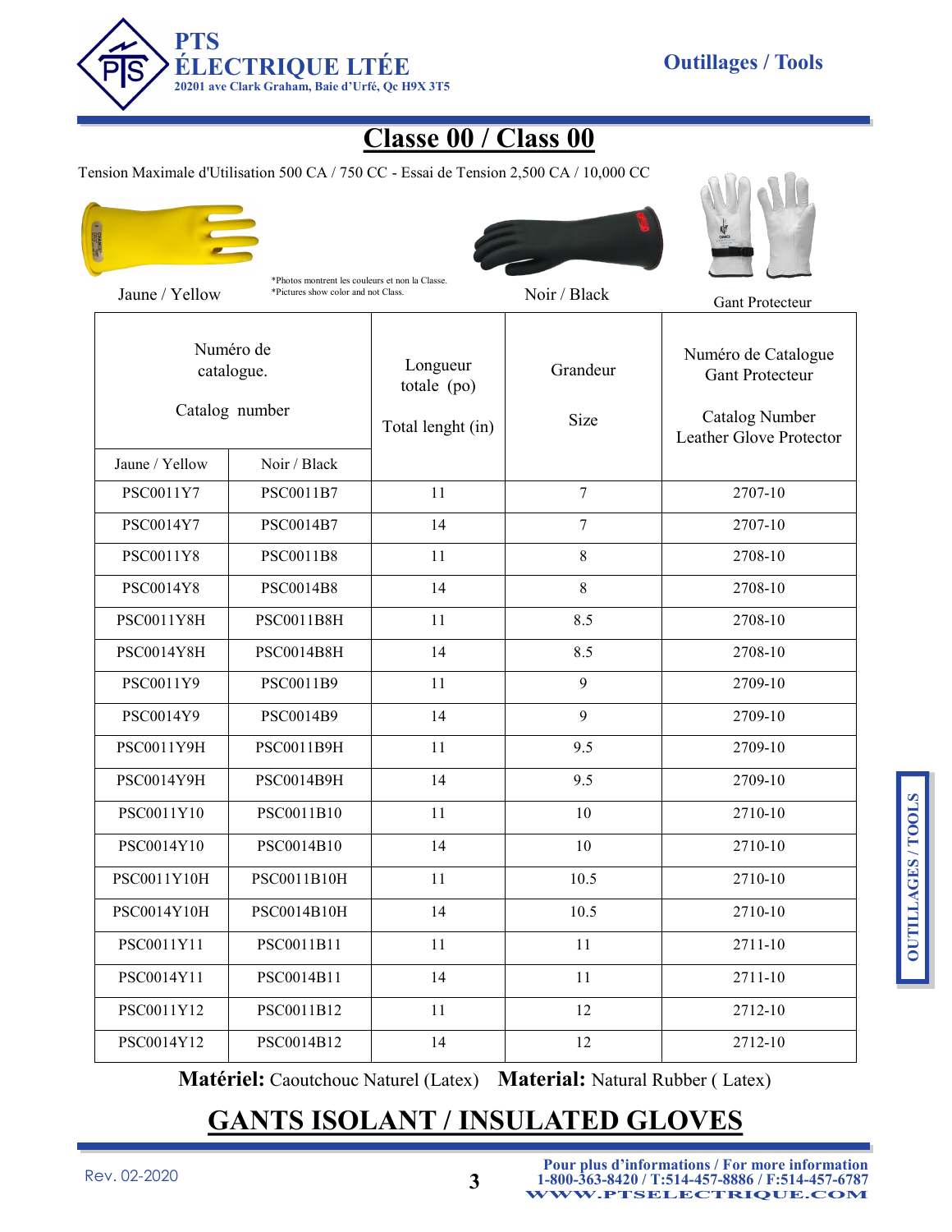PTS ÉLECTRIQUE LTÉE
20201 ave Clark Graham, Baie d'Urfé, Qc H9X 3T5

Outillages / Tools

# Classe 00 / Class 00

Tension Maximale d'Utilisation 500 CA / 750 CC - Essai de Tension 2,500 CA / 10,000 CC

Jaune / Yellow

*Photos montrent les couleurs et non la Classe.
*Pictures show color and not Class.

Noir / Black

Gant Protecteur

| Numéro de catalogue. Catalog number | | Longueur totale (po) Total lenght (in) | Grandeur Size | Numéro de Catalogue Gant Protecteur Catalog Number Leather Glove Protector |
|---|---|---|---|---|
| Jaune / Yellow | Noir / Black | | | |
| PSC0011Y7 | PSC0011B7 | 11 | 7 | 2707-10 |
| PSC0014Y7 | PSC0014B7 | 14 | 7 | 2707-10 |
| PSC0011Y8 | PSC0011B8 | 11 | 8 | 2708-10 |
| PSC0014Y8 | PSC0014B8 | 14 | 8 | 2708-10 |
| PSC0011Y8H | PSC0011B8H | 11 | 8.5 | 2708-10 |
| PSC0014Y8H | PSC0014B8H | 14 | 8.5 | 2708-10 |
| PSC0011Y9 | PSC0011B9 | 11 | 9 | 2709-10 |
| PSC0014Y9 | PSC0014B9 | 14 | 9 | 2709-10 |
| PSC0011Y9H | PSC0011B9H | 11 | 9.5 | 2709-10 |
| PSC0014Y9H | PSC0014B9H | 14 | 9.5 | 2709-10 |
| PSC0011Y10 | PSC0011B10 | 11 | 10 | 2710-10 |
| PSC0014Y10 | PSC0014B10 | 14 | 10 | 2710-10 |
| PSC0011Y10H | PSC0011B10H | 11 | 10.5 | 2710-10 |
| PSC0014Y10H | PSC0014B10H | 14 | 10.5 | 2710-10 |
| PSC0011Y11 | PSC0011B11 | 11 | 11 | 2711-10 |
| PSC0014Y11 | PSC0014B11 | 14 | 11 | 2711-10 |
| PSC0011Y12 | PSC0011B12 | 11 | 12 | 2712-10 |
| PSC0014Y12 | PSC0014B12 | 14 | 12 | 2712-10 |

**Matériel:** Caoutchouc Naturel (Latex) **Material:** Natural Rubber ( Latex)

# GANTS ISOLANT / INSULATED GLOVES

OUTILLAGES / TOOLS

Rev. 02-2020

Pour plus d'informations / For more information
1-800-363-8420 / T:514-457-8886 / F:514-457-6787
WWW.PTSELECTRIQUE.COM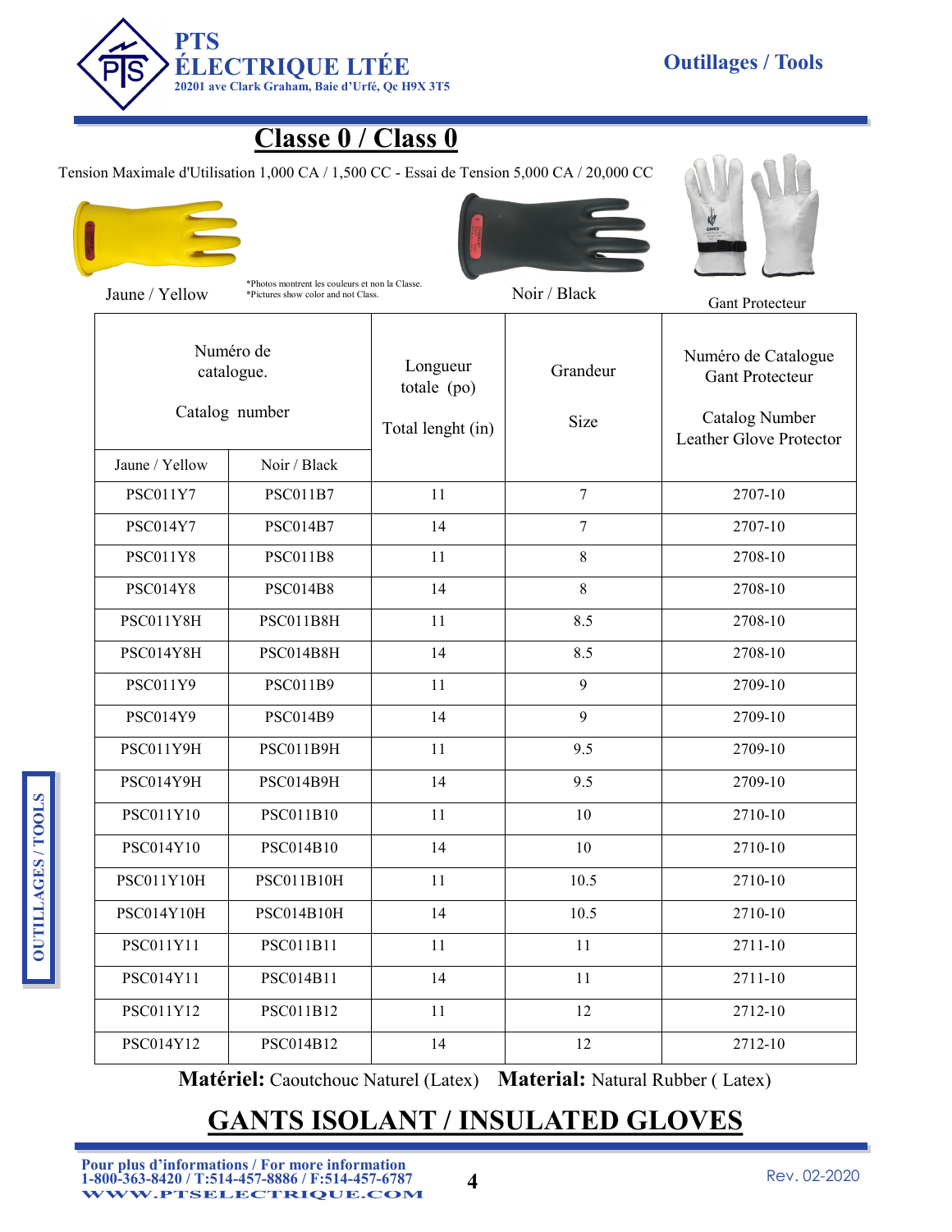# Classe 0 / Class 0

Tension Maximale d'Utilisation 1,000 CA / 1,500 CC - Essai de Tension 5,000 CA / 20,000 CC

Jaune / Yellow

*Photos montrent les couleurs et non la Classe.
*Pictures show color and not Class.

Noir / Black

Gant Protecteur

| Numéro de catalogue. Catalog number | | Longueur totale (po) Total lenght (in) | Grandeur Size | Numéro de Catalogue Gant Protecteur Catalog Number Leather Glove Protector |
|---|---|---|---|---|
| Jaune / Yellow | Noir / Black | | | |
| PSC011Y7 | PSC011B7 | 11 | 7 | 2707-10 |
| PSC014Y7 | PSC014B7 | 14 | 7 | 2707-10 |
| PSC011Y8 | PSC011B8 | 11 | 8 | 2708-10 |
| PSC014Y8 | PSC014B8 | 14 | 8 | 2708-10 |
| PSC011Y8H | PSC011B8H | 11 | 8.5 | 2708-10 |
| PSC014Y8H | PSC014B8H | 14 | 8.5 | 2708-10 |
| PSC011Y9 | PSC011B9 | 11 | 9 | 2709-10 |
| PSC014Y9 | PSC014B9 | 14 | 9 | 2709-10 |
| PSC011Y9H | PSC011B9H | 11 | 9.5 | 2709-10 |
| PSC014Y9H | PSC014B9H | 14 | 9.5 | 2709-10 |
| PSC011Y10 | PSC011B10 | 11 | 10 | 2710-10 |
| PSC014Y10 | PSC014B10 | 14 | 10 | 2710-10 |
| PSC011Y10H | PSC011B10H | 11 | 10.5 | 2710-10 |
| PSC014Y10H | PSC014B10H | 14 | 10.5 | 2710-10 |
| PSC011Y11 | PSC011B11 | 11 | 11 | 2711-10 |
| PSC014Y11 | PSC014B11 | 14 | 11 | 2711-10 |
| PSC011Y12 | PSC011B12 | 11 | 12 | 2712-10 |
| PSC014Y12 | PSC014B12 | 14 | 12 | 2712-10 |

**Matériel:** Caoutchouc Naturel (Latex) **Material:** Natural Rubber ( Latex)

## GANTS ISOLANT / INSULATED GLOVES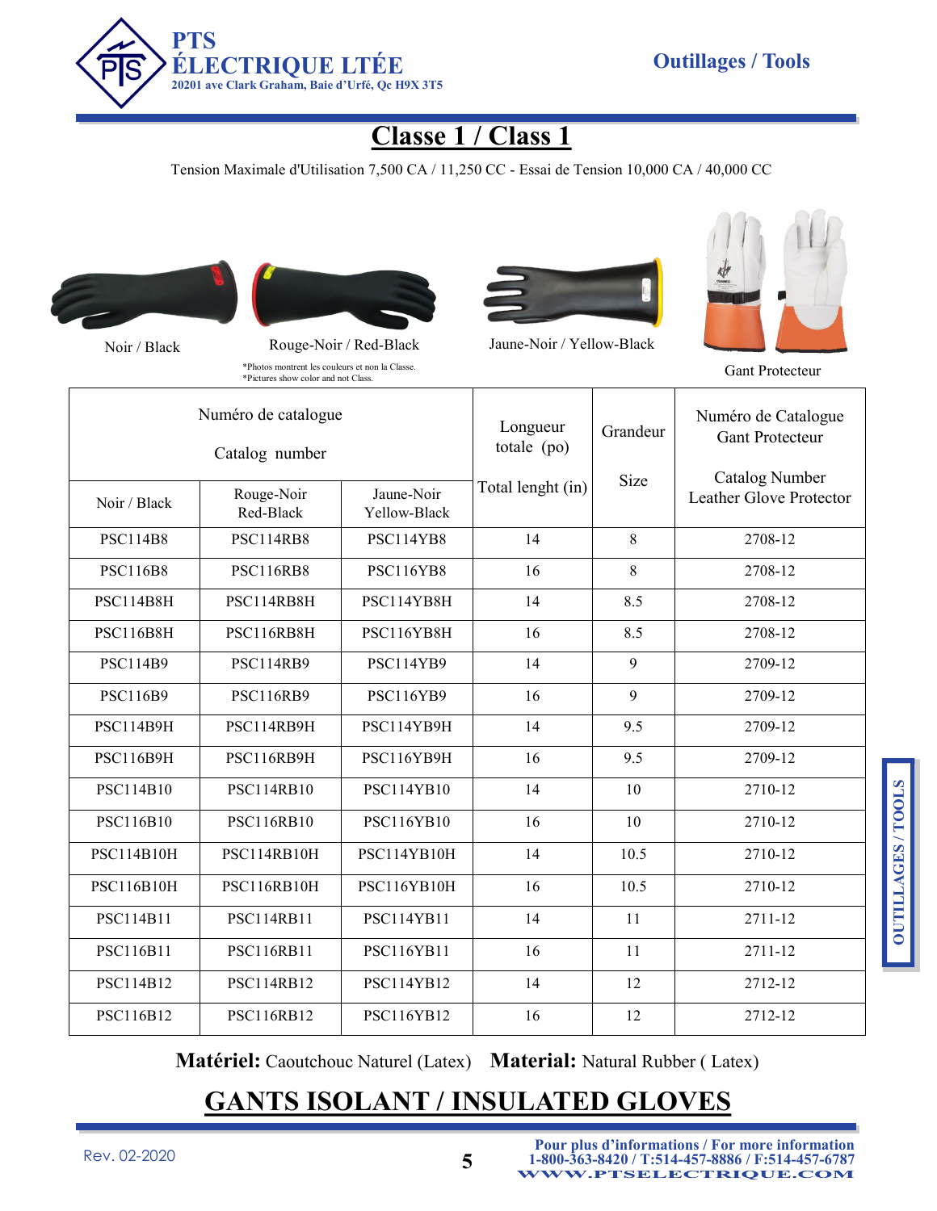# Classe 1 / Class 1

Tension Maximale d'Utilisation 7,500 CA / 11,250 CC - Essai de Tension 10,000 CA / 40,000 CC

Noir / Black

Rouge-Noir / Red-Black

Jaune-Noir / Yellow-Black

Gant Protecteur

*Photos montrent les couleurs et non la Classe.
*Pictures show color and not Class.

| Numéro de catalogue<br>Catalog number | | | Longueur totale (po)<br>Total lenght (in) | Grandeur<br>Size | Numéro de Catalogue Gant Protecteur<br>Catalog Number Leather Glove Protector |
|---|---|---|---|---|---|
| Noir / Black | Rouge-Noir<br>Red-Black | Jaune-Noir<br>Yellow-Black | | | |
| PSC114B8 | PSC114RB8 | PSC114YB8 | 14 | 8 | 2708-12 |
| PSC116B8 | PSC116RB8 | PSC116YB8 | 16 | 8 | 2708-12 |
| PSC114B8H | PSC114RB8H | PSC114YB8H | 14 | 8.5 | 2708-12 |
| PSC116B8H | PSC116RB8H | PSC116YB8H | 16 | 8.5 | 2708-12 |
| PSC114B9 | PSC114RB9 | PSC114YB9 | 14 | 9 | 2709-12 |
| PSC116B9 | PSC116RB9 | PSC116YB9 | 16 | 9 | 2709-12 |
| PSC114B9H | PSC114RB9H | PSC114YB9H | 14 | 9.5 | 2709-12 |
| PSC116B9H | PSC116RB9H | PSC116YB9H | 16 | 9.5 | 2709-12 |
| PSC114B10 | PSC114RB10 | PSC114YB10 | 14 | 10 | 2710-12 |
| PSC116B10 | PSC116RB10 | PSC116YB10 | 16 | 10 | 2710-12 |
| PSC114B10H | PSC114RB10H | PSC114YB10H | 14 | 10.5 | 2710-12 |
| PSC116B10H | PSC116RB10H | PSC116YB10H | 16 | 10.5 | 2710-12 |
| PSC114B11 | PSC114RB11 | PSC114YB11 | 14 | 11 | 2711-12 |
| PSC116B11 | PSC116RB11 | PSC116YB11 | 16 | 11 | 2711-12 |
| PSC114B12 | PSC114RB12 | PSC114YB12 | 14 | 12 | 2712-12 |
| PSC116B12 | PSC116RB12 | PSC116YB12 | 16 | 12 | 2712-12 |

**Matériel:** Caoutchouc Naturel (Latex) **Material:** Natural Rubber ( Latex)

## GANTS ISOLANT / INSULATED GLOVES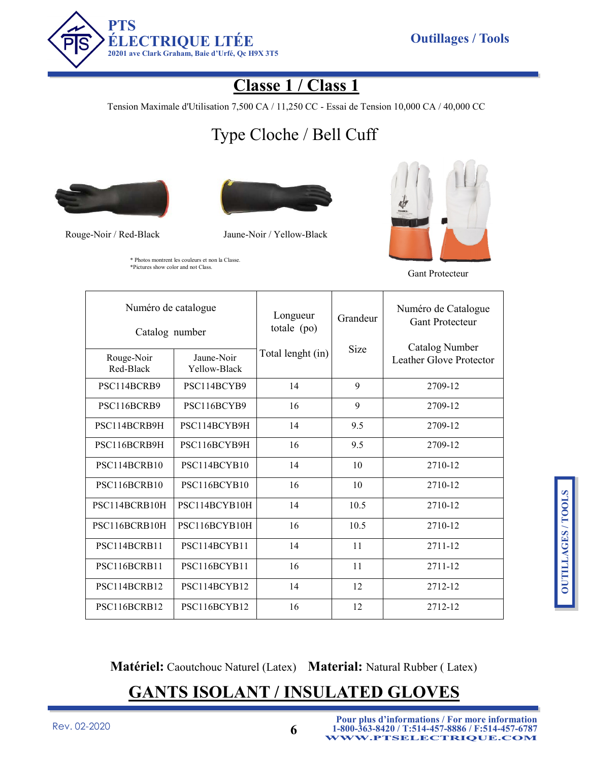# Classe 1 / Class 1

Tension Maximale d'Utilisation 7,500 CA / 11,250 CC - Essai de Tension 10,000 CA / 40,000 CC

## Type Cloche / Bell Cuff

Rouge-Noir / Red-Black

Jaune-Noir / Yellow-Black

\* Photos montrent les couleurs et non la Classe.
\*Pictures show color and not Class.

Gant Protecteur

| Numéro de catalogue Catalog number | | Longueur totale (po) Total lenght (in) | Grandeur Size | Numéro de Catalogue Gant Protecteur Catalog Number Leather Glove Protector |
|---|---|---|---|---|
| Rouge-Noir Red-Black | Jaune-Noir Yellow-Black | | | |
| PSC114BCRB9 | PSC114BCYB9 | 14 | 9 | 2709-12 |
| PSC116BCRB9 | PSC116BCYB9 | 16 | 9 | 2709-12 |
| PSC114BCRB9H | PSC114BCYB9H | 14 | 9.5 | 2709-12 |
| PSC116BCRB9H | PSC116BCYB9H | 16 | 9.5 | 2709-12 |
| PSC114BCRB10 | PSC114BCYB10 | 14 | 10 | 2710-12 |
| PSC116BCRB10 | PSC116BCYB10 | 16 | 10 | 2710-12 |
| PSC114BCRB10H | PSC114BCYB10H | 14 | 10.5 | 2710-12 |
| PSC116BCRB10H | PSC116BCYB10H | 16 | 10.5 | 2710-12 |
| PSC114BCRB11 | PSC114BCYB11 | 14 | 11 | 2711-12 |
| PSC116BCRB11 | PSC116BCYB11 | 16 | 11 | 2711-12 |
| PSC114BCRB12 | PSC114BCYB12 | 14 | 12 | 2712-12 |
| PSC116BCRB12 | PSC116BCYB12 | 16 | 12 | 2712-12 |

**Matériel:** Caoutchouc Naturel (Latex) **Material:** Natural Rubber ( Latex)

## GANTS ISOLANT / INSULATED GLOVES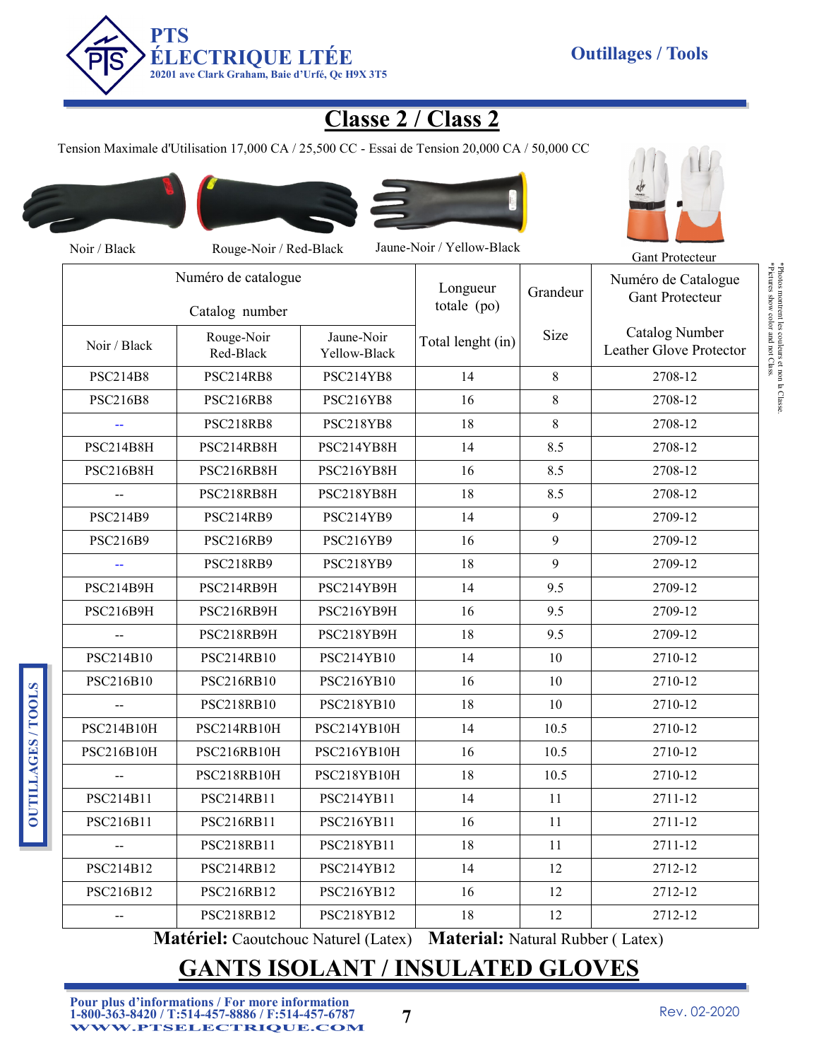# Classe 2 / Class 2

Tension Maximale d'Utilisation 17,000 CA / 25,500 CC - Essai de Tension 20,000 CA / 50,000 CC

Noir / Black — Rouge-Noir / Red-Black — Jaune-Noir / Yellow-Black — Gant Protecteur

*Photos montrent les couleurs et non la Classe.
*Pictures show color and not Class.

| Numéro de catalogue / Catalog number | | | Longueur totale (po) | Grandeur | Numéro de Catalogue Gant Protecteur |
|---|---|---|---|---|---|
| Noir / Black | Rouge-Noir Red-Black | Jaune-Noir Yellow-Black | Total lenght (in) | Size | Catalog Number Leather Glove Protector |
| PSC214B8 | PSC214RB8 | PSC214YB8 | 14 | 8 | 2708-12 |
| PSC216B8 | PSC216RB8 | PSC216YB8 | 16 | 8 | 2708-12 |
| -- | PSC218RB8 | PSC218YB8 | 18 | 8 | 2708-12 |
| PSC214B8H | PSC214RB8H | PSC214YB8H | 14 | 8.5 | 2708-12 |
| PSC216B8H | PSC216RB8H | PSC216YB8H | 16 | 8.5 | 2708-12 |
| -- | PSC218RB8H | PSC218YB8H | 18 | 8.5 | 2708-12 |
| PSC214B9 | PSC214RB9 | PSC214YB9 | 14 | 9 | 2709-12 |
| PSC216B9 | PSC216RB9 | PSC216YB9 | 16 | 9 | 2709-12 |
| -- | PSC218RB9 | PSC218YB9 | 18 | 9 | 2709-12 |
| PSC214B9H | PSC214RB9H | PSC214YB9H | 14 | 9.5 | 2709-12 |
| PSC216B9H | PSC216RB9H | PSC216YB9H | 16 | 9.5 | 2709-12 |
| -- | PSC218RB9H | PSC218YB9H | 18 | 9.5 | 2709-12 |
| PSC214B10 | PSC214RB10 | PSC214YB10 | 14 | 10 | 2710-12 |
| PSC216B10 | PSC216RB10 | PSC216YB10 | 16 | 10 | 2710-12 |
| -- | PSC218RB10 | PSC218YB10 | 18 | 10 | 2710-12 |
| PSC214B10H | PSC214RB10H | PSC214YB10H | 14 | 10.5 | 2710-12 |
| PSC216B10H | PSC216RB10H | PSC216YB10H | 16 | 10.5 | 2710-12 |
| -- | PSC218RB10H | PSC218YB10H | 18 | 10.5 | 2710-12 |
| PSC214B11 | PSC214RB11 | PSC214YB11 | 14 | 11 | 2711-12 |
| PSC216B11 | PSC216RB11 | PSC216YB11 | 16 | 11 | 2711-12 |
| -- | PSC218RB11 | PSC218YB11 | 18 | 11 | 2711-12 |
| PSC214B12 | PSC214RB12 | PSC214YB12 | 14 | 12 | 2712-12 |
| PSC216B12 | PSC216RB12 | PSC216YB12 | 16 | 12 | 2712-12 |
| -- | PSC218RB12 | PSC218YB12 | 18 | 12 | 2712-12 |

**Matériel:** Caoutchouc Naturel (Latex) **Material:** Natural Rubber ( Latex)

## GANTS ISOLANT / INSULATED GLOVES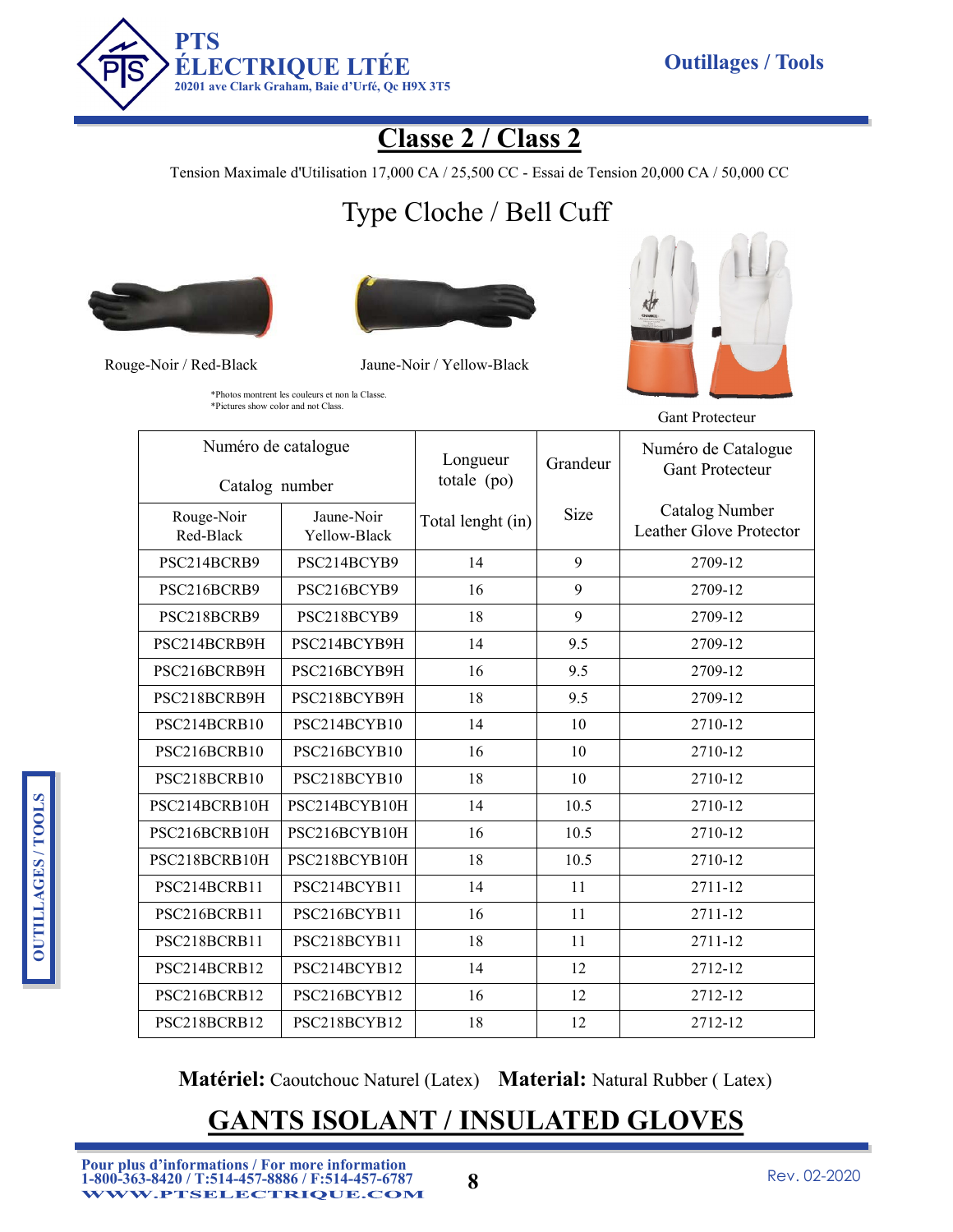# Classe 2 / Class 2

Tension Maximale d'Utilisation 17,000 CA / 25,500 CC - Essai de Tension 20,000 CA / 50,000 CC

## Type Cloche / Bell Cuff

Rouge-Noir / Red-Black

Jaune-Noir / Yellow-Black

*Photos montrent les couleurs et non la Classe.
*Pictures show color and not Class.

Gant Protecteur

| Numéro de catalogue / Catalog number | | Longueur totale (po) / Total lenght (in) | Grandeur / Size | Numéro de Catalogue Gant Protecteur / Catalog Number Leather Glove Protector |
|---|---|---|---|---|
| Rouge-Noir Red-Black | Jaune-Noir Yellow-Black | | | |
| PSC214BCRB9 | PSC214BCYB9 | 14 | 9 | 2709-12 |
| PSC216BCRB9 | PSC216BCYB9 | 16 | 9 | 2709-12 |
| PSC218BCRB9 | PSC218BCYB9 | 18 | 9 | 2709-12 |
| PSC214BCRB9H | PSC214BCYB9H | 14 | 9.5 | 2709-12 |
| PSC216BCRB9H | PSC216BCYB9H | 16 | 9.5 | 2709-12 |
| PSC218BCRB9H | PSC218BCYB9H | 18 | 9.5 | 2709-12 |
| PSC214BCRB10 | PSC214BCYB10 | 14 | 10 | 2710-12 |
| PSC216BCRB10 | PSC216BCYB10 | 16 | 10 | 2710-12 |
| PSC218BCRB10 | PSC218BCYB10 | 18 | 10 | 2710-12 |
| PSC214BCRB10H | PSC214BCYB10H | 14 | 10.5 | 2710-12 |
| PSC216BCRB10H | PSC216BCYB10H | 16 | 10.5 | 2710-12 |
| PSC218BCRB10H | PSC218BCYB10H | 18 | 10.5 | 2710-12 |
| PSC214BCRB11 | PSC214BCYB11 | 14 | 11 | 2711-12 |
| PSC216BCRB11 | PSC216BCYB11 | 16 | 11 | 2711-12 |
| PSC218BCRB11 | PSC218BCYB11 | 18 | 11 | 2711-12 |
| PSC214BCRB12 | PSC214BCYB12 | 14 | 12 | 2712-12 |
| PSC216BCRB12 | PSC216BCYB12 | 16 | 12 | 2712-12 |
| PSC218BCRB12 | PSC218BCYB12 | 18 | 12 | 2712-12 |

**Matériel:** Caoutchouc Naturel (Latex) **Material:** Natural Rubber ( Latex)

## GANTS ISOLANT / INSULATED GLOVES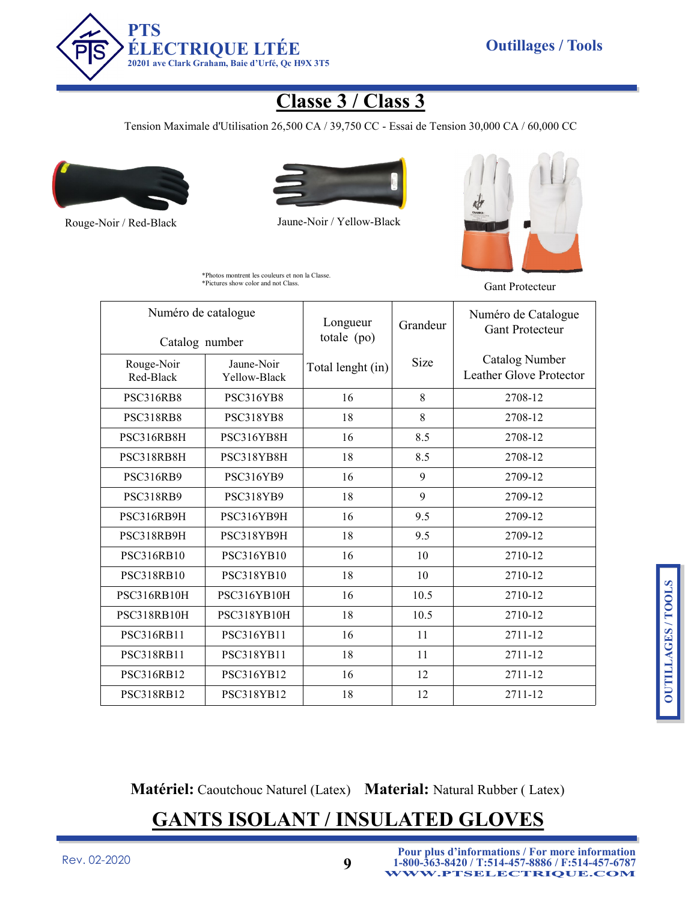# Classe 3 / Class 3

Tension Maximale d'Utilisation 26,500 CA / 39,750 CC - Essai de Tension 30,000 CA / 60,000 CC

Rouge-Noir / Red-Black

Jaune-Noir / Yellow-Black

Gant Protecteur

*Photos montrent les couleurs et non la Classe.
*Pictures show color and not Class.

| Numéro de catalogue / Catalog number | | Longueur totale (po) / Total lenght (in) | Grandeur / Size | Numéro de Catalogue Gant Protecteur / Catalog Number Leather Glove Protector |
|---|---|---|---|---|
| Rouge-Noir Red-Black | Jaune-Noir Yellow-Black | | | |
| PSC316RB8 | PSC316YB8 | 16 | 8 | 2708-12 |
| PSC318RB8 | PSC318YB8 | 18 | 8 | 2708-12 |
| PSC316RB8H | PSC316YB8H | 16 | 8.5 | 2708-12 |
| PSC318RB8H | PSC318YB8H | 18 | 8.5 | 2708-12 |
| PSC316RB9 | PSC316YB9 | 16 | 9 | 2709-12 |
| PSC318RB9 | PSC318YB9 | 18 | 9 | 2709-12 |
| PSC316RB9H | PSC316YB9H | 16 | 9.5 | 2709-12 |
| PSC318RB9H | PSC318YB9H | 18 | 9.5 | 2709-12 |
| PSC316RB10 | PSC316YB10 | 16 | 10 | 2710-12 |
| PSC318RB10 | PSC318YB10 | 18 | 10 | 2710-12 |
| PSC316RB10H | PSC316YB10H | 16 | 10.5 | 2710-12 |
| PSC318RB10H | PSC318YB10H | 18 | 10.5 | 2710-12 |
| PSC316RB11 | PSC316YB11 | 16 | 11 | 2711-12 |
| PSC318RB11 | PSC318YB11 | 18 | 11 | 2711-12 |
| PSC316RB12 | PSC316YB12 | 16 | 12 | 2711-12 |
| PSC318RB12 | PSC318YB12 | 18 | 12 | 2711-12 |

**Matériel:** Caoutchouc Naturel (Latex) **Material:** Natural Rubber ( Latex)

## GANTS ISOLANT / INSULATED GLOVES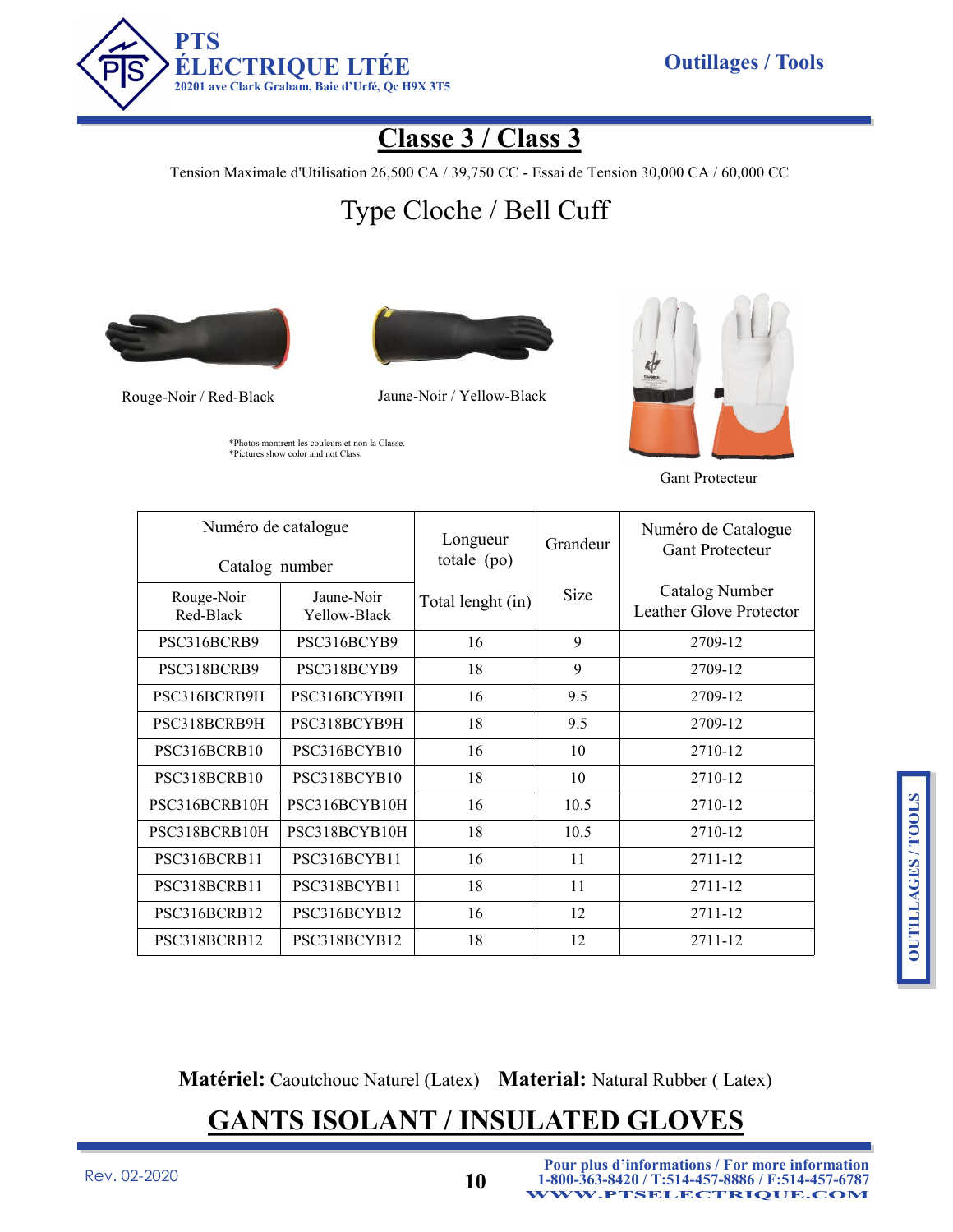# Classe 3 / Class 3

Tension Maximale d'Utilisation 26,500 CA / 39,750 CC - Essai de Tension 30,000 CA / 60,000 CC

## Type Cloche / Bell Cuff

Rouge-Noir / Red-Black

Jaune-Noir / Yellow-Black

*Photos montrent les couleurs et non la Classe.
*Pictures show color and not Class.

Gant Protecteur

| Numéro de catalogue Catalog number | | Longueur totale (po) | Grandeur | Numéro de Catalogue Gant Protecteur |
|---|---|---|---|---|
| Rouge-Noir Red-Black | Jaune-Noir Yellow-Black | Total lenght (in) | Size | Catalog Number Leather Glove Protector |
| PSC316BCRB9 | PSC316BCYB9 | 16 | 9 | 2709-12 |
| PSC318BCRB9 | PSC318BCYB9 | 18 | 9 | 2709-12 |
| PSC316BCRB9H | PSC316BCYB9H | 16 | 9.5 | 2709-12 |
| PSC318BCRB9H | PSC318BCYB9H | 18 | 9.5 | 2709-12 |
| PSC316BCRB10 | PSC316BCYB10 | 16 | 10 | 2710-12 |
| PSC318BCRB10 | PSC318BCYB10 | 18 | 10 | 2710-12 |
| PSC316BCRB10H | PSC316BCYB10H | 16 | 10.5 | 2710-12 |
| PSC318BCRB10H | PSC318BCYB10H | 18 | 10.5 | 2710-12 |
| PSC316BCRB11 | PSC316BCYB11 | 16 | 11 | 2711-12 |
| PSC318BCRB11 | PSC318BCYB11 | 18 | 11 | 2711-12 |
| PSC316BCRB12 | PSC316BCYB12 | 16 | 12 | 2711-12 |
| PSC318BCRB12 | PSC318BCYB12 | 18 | 12 | 2711-12 |

**Matériel:** Caoutchouc Naturel (Latex) **Material:** Natural Rubber ( Latex)

## GANTS ISOLANT / INSULATED GLOVES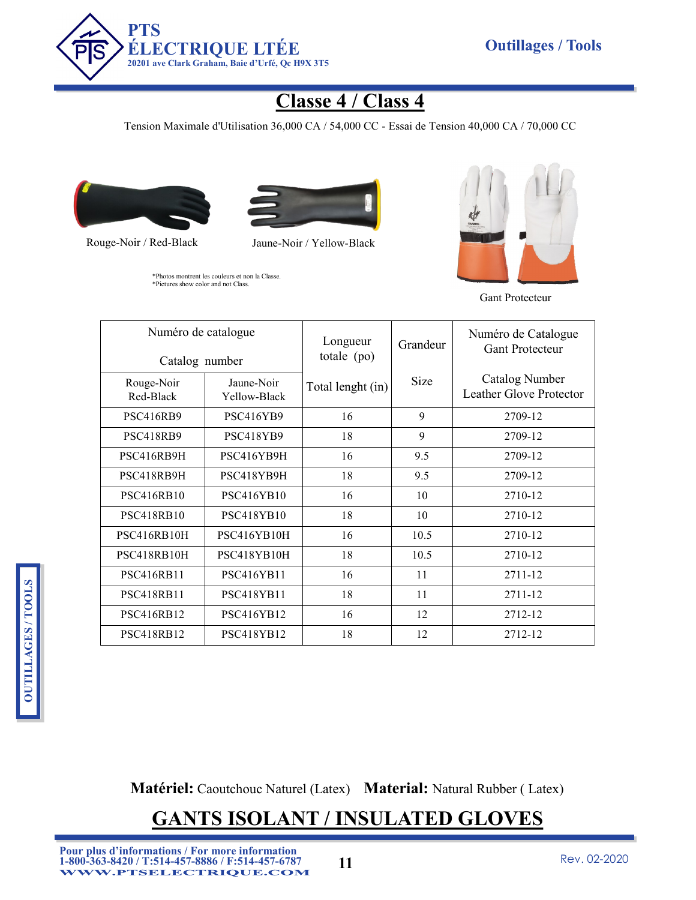# Classe 4 / Class 4

Tension Maximale d'Utilisation 36,000 CA / 54,000 CC - Essai de Tension 40,000 CA / 70,000 CC

Rouge-Noir / Red-Black

Jaune-Noir / Yellow-Black

*Photos montrent les couleurs et non la Classe.
*Pictures show color and not Class.

Gant Protecteur

| Numéro de catalogue<br>Catalog number | | Longueur totale (po) | Grandeur | Numéro de Catalogue Gant Protecteur |
|---|---|---|---|---|
| Rouge-Noir<br>Red-Black | Jaune-Noir<br>Yellow-Black | Total lenght (in) | Size | Catalog Number<br>Leather Glove Protector |
| PSC416RB9 | PSC416YB9 | 16 | 9 | 2709-12 |
| PSC418RB9 | PSC418YB9 | 18 | 9 | 2709-12 |
| PSC416RB9H | PSC416YB9H | 16 | 9.5 | 2709-12 |
| PSC418RB9H | PSC418YB9H | 18 | 9.5 | 2709-12 |
| PSC416RB10 | PSC416YB10 | 16 | 10 | 2710-12 |
| PSC418RB10 | PSC418YB10 | 18 | 10 | 2710-12 |
| PSC416RB10H | PSC416YB10H | 16 | 10.5 | 2710-12 |
| PSC418RB10H | PSC418YB10H | 18 | 10.5 | 2710-12 |
| PSC416RB11 | PSC416YB11 | 16 | 11 | 2711-12 |
| PSC418RB11 | PSC418YB11 | 18 | 11 | 2711-12 |
| PSC416RB12 | PSC416YB12 | 16 | 12 | 2712-12 |
| PSC418RB12 | PSC418YB12 | 18 | 12 | 2712-12 |

**Matériel:** Caoutchouc Naturel (Latex) **Material:** Natural Rubber ( Latex)

# GANTS ISOLANT / INSULATED GLOVES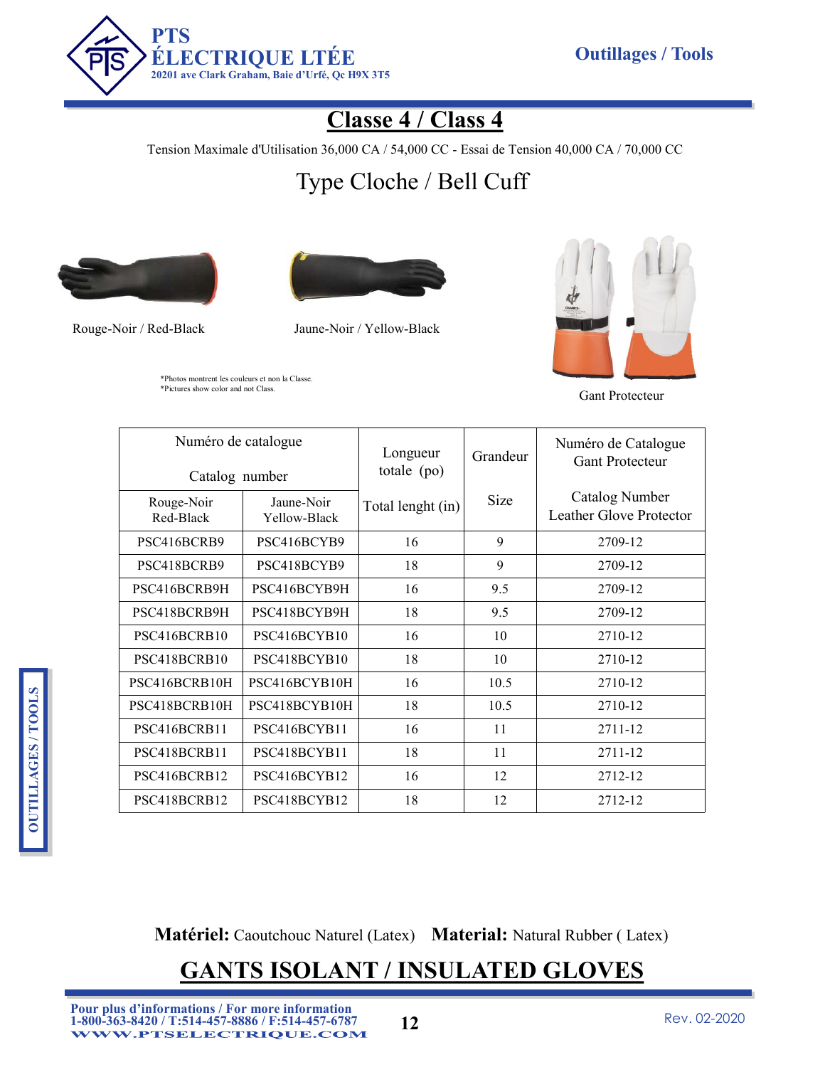# Classe 4 / Class 4

Tension Maximale d'Utilisation 36,000 CA / 54,000 CC - Essai de Tension 40,000 CA / 70,000 CC

## Type Cloche / Bell Cuff

Rouge-Noir / Red-Black

Jaune-Noir / Yellow-Black

Gant Protecteur

*Photos montrent les couleurs et non la Classe.
*Pictures show color and not Class.

| Numéro de catalogue Catalog number | | Longueur totale (po) | Grandeur | Numéro de Catalogue Gant Protecteur |
|---|---|---|---|---|
| Rouge-Noir Red-Black | Jaune-Noir Yellow-Black | Total lenght (in) | Size | Catalog Number Leather Glove Protector |
| PSC416BCRB9 | PSC416BCYB9 | 16 | 9 | 2709-12 |
| PSC418BCRB9 | PSC418BCYB9 | 18 | 9 | 2709-12 |
| PSC416BCRB9H | PSC416BCYB9H | 16 | 9.5 | 2709-12 |
| PSC418BCRB9H | PSC418BCYB9H | 18 | 9.5 | 2709-12 |
| PSC416BCRB10 | PSC416BCYB10 | 16 | 10 | 2710-12 |
| PSC418BCRB10 | PSC418BCYB10 | 18 | 10 | 2710-12 |
| PSC416BCRB10H | PSC416BCYB10H | 16 | 10.5 | 2710-12 |
| PSC418BCRB10H | PSC418BCYB10H | 18 | 10.5 | 2710-12 |
| PSC416BCRB11 | PSC416BCYB11 | 16 | 11 | 2711-12 |
| PSC418BCRB11 | PSC418BCYB11 | 18 | 11 | 2711-12 |
| PSC416BCRB12 | PSC416BCYB12 | 16 | 12 | 2712-12 |
| PSC418BCRB12 | PSC418BCYB12 | 18 | 12 | 2712-12 |

**Matériel:** Caoutchouc Naturel (Latex) **Material:** Natural Rubber ( Latex)

## GANTS ISOLANT / INSULATED GLOVES